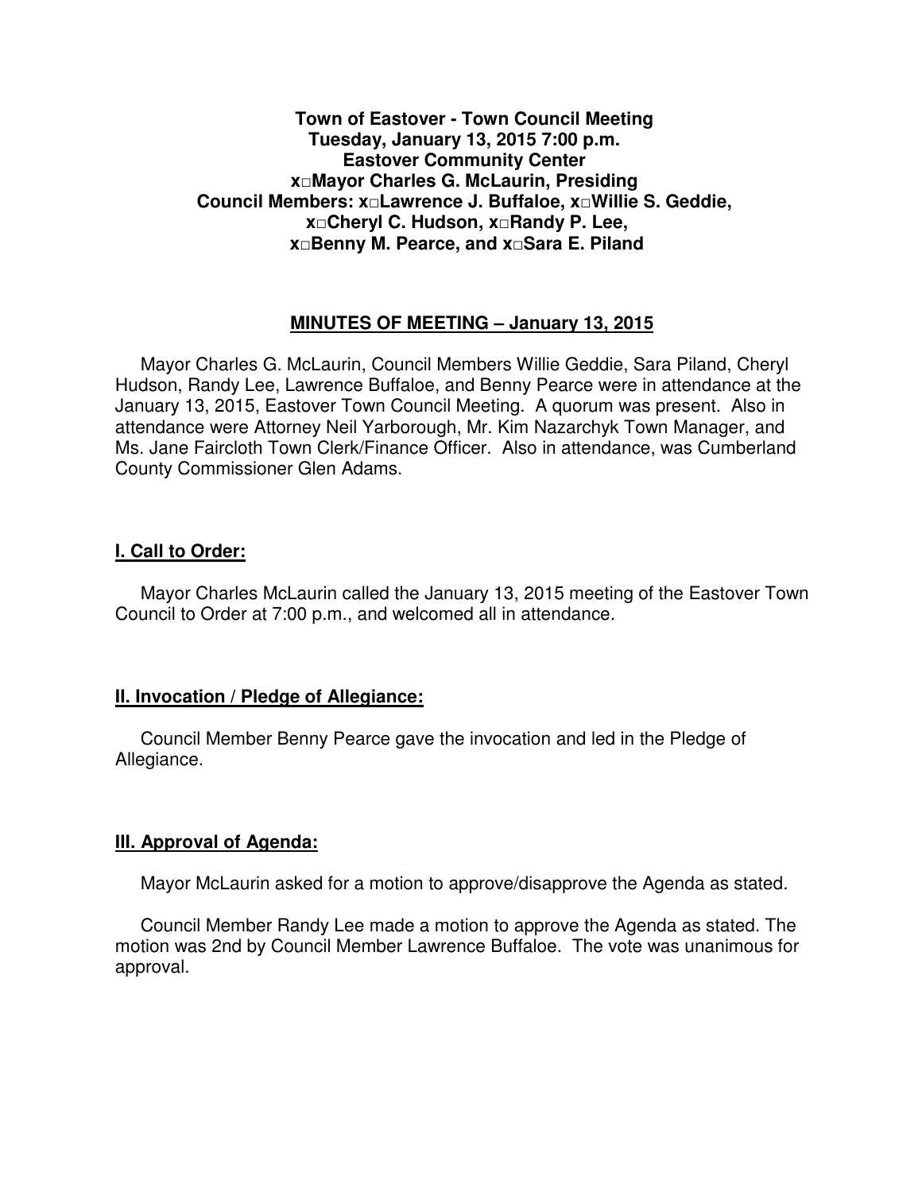**Town of Eastover - Town Council Meeting**
**Tuesday, January 13, 2015 7:00 p.m.**
**Eastover Community Center**
**x□Mayor Charles G. McLaurin, Presiding**
**Council Members: x□Lawrence J. Buffaloe, x□Willie S. Geddie,**
**x□Cheryl C. Hudson, x□Randy P. Lee,**
**x□Benny M. Pearce, and x□Sara E. Piland**

## MINUTES OF MEETING – January 13, 2015

Mayor Charles G. McLaurin, Council Members Willie Geddie, Sara Piland, Cheryl Hudson, Randy Lee, Lawrence Buffaloe, and Benny Pearce were in attendance at the January 13, 2015, Eastover Town Council Meeting. A quorum was present. Also in attendance were Attorney Neil Yarborough, Mr. Kim Nazarchyk Town Manager, and Ms. Jane Faircloth Town Clerk/Finance Officer. Also in attendance, was Cumberland County Commissioner Glen Adams.

## I. Call to Order:

Mayor Charles McLaurin called the January 13, 2015 meeting of the Eastover Town Council to Order at 7:00 p.m., and welcomed all in attendance.

## II. Invocation / Pledge of Allegiance:

Council Member Benny Pearce gave the invocation and led in the Pledge of Allegiance.

## III. Approval of Agenda:

Mayor McLaurin asked for a motion to approve/disapprove the Agenda as stated.

Council Member Randy Lee made a motion to approve the Agenda as stated. The motion was 2nd by Council Member Lawrence Buffaloe. The vote was unanimous for approval.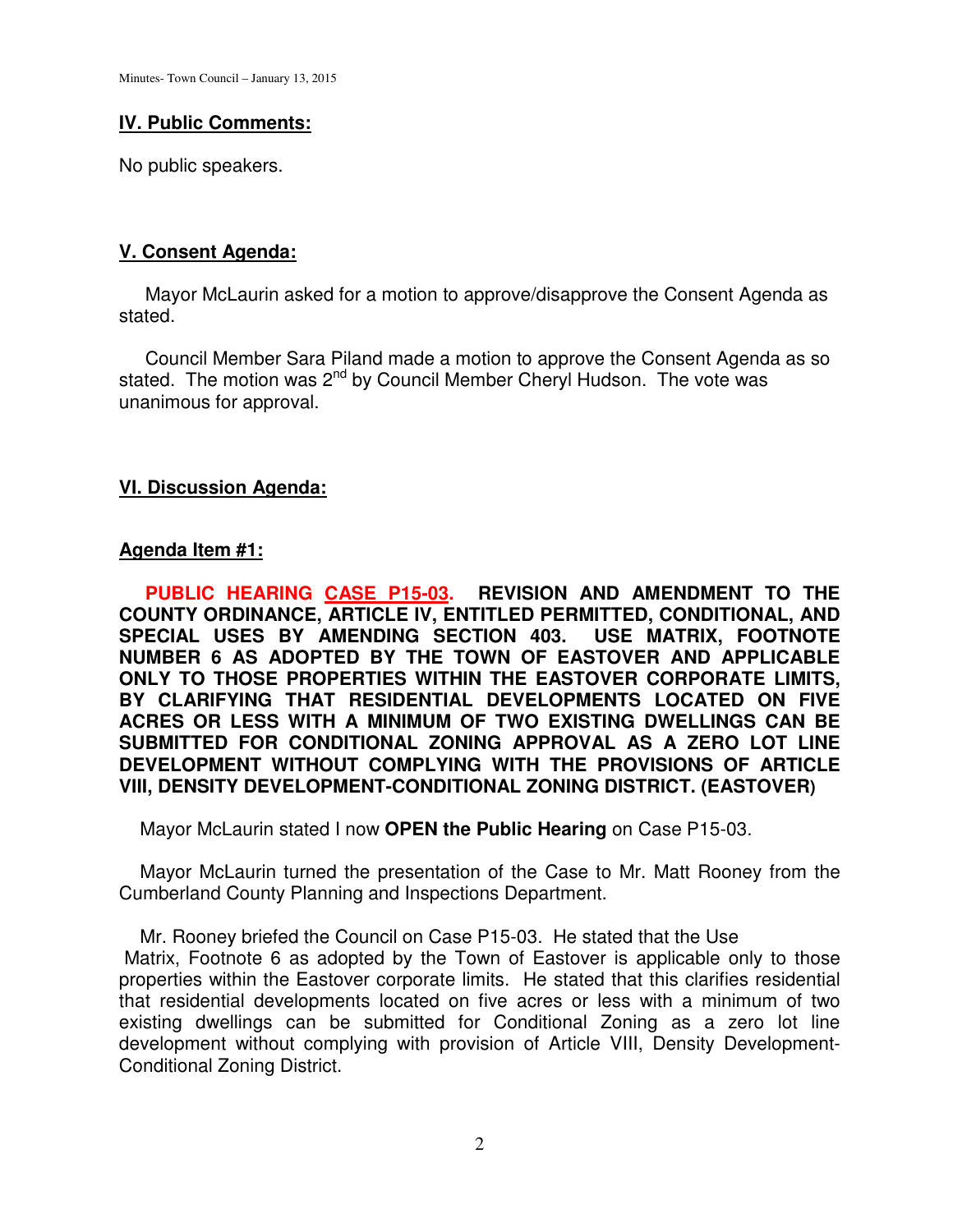## IV. Public Comments:

No public speakers.

## V. Consent Agenda:

Mayor McLaurin asked for a motion to approve/disapprove the Consent Agenda as stated.

Council Member Sara Piland made a motion to approve the Consent Agenda as so stated. The motion was 2nd by Council Member Cheryl Hudson. The vote was unanimous for approval.

## VI. Discussion Agenda:

### Agenda Item #1:

**PUBLIC HEARING CASE P15-03. REVISION AND AMENDMENT TO THE COUNTY ORDINANCE, ARTICLE IV, ENTITLED PERMITTED, CONDITIONAL, AND SPECIAL USES BY AMENDING SECTION 403. USE MATRIX, FOOTNOTE NUMBER 6 AS ADOPTED BY THE TOWN OF EASTOVER AND APPLICABLE ONLY TO THOSE PROPERTIES WITHIN THE EASTOVER CORPORATE LIMITS, BY CLARIFYING THAT RESIDENTIAL DEVELOPMENTS LOCATED ON FIVE ACRES OR LESS WITH A MINIMUM OF TWO EXISTING DWELLINGS CAN BE SUBMITTED FOR CONDITIONAL ZONING APPROVAL AS A ZERO LOT LINE DEVELOPMENT WITHOUT COMPLYING WITH THE PROVISIONS OF ARTICLE VIII, DENSITY DEVELOPMENT-CONDITIONAL ZONING DISTRICT. (EASTOVER)**

Mayor McLaurin stated I now **OPEN the Public Hearing** on Case P15-03.

Mayor McLaurin turned the presentation of the Case to Mr. Matt Rooney from the Cumberland County Planning and Inspections Department.

Mr. Rooney briefed the Council on Case P15-03. He stated that the Use Matrix, Footnote 6 as adopted by the Town of Eastover is applicable only to those properties within the Eastover corporate limits. He stated that this clarifies residential that residential developments located on five acres or less with a minimum of two existing dwellings can be submitted for Conditional Zoning as a zero lot line development without complying with provision of Article VIII, Density Development-Conditional Zoning District.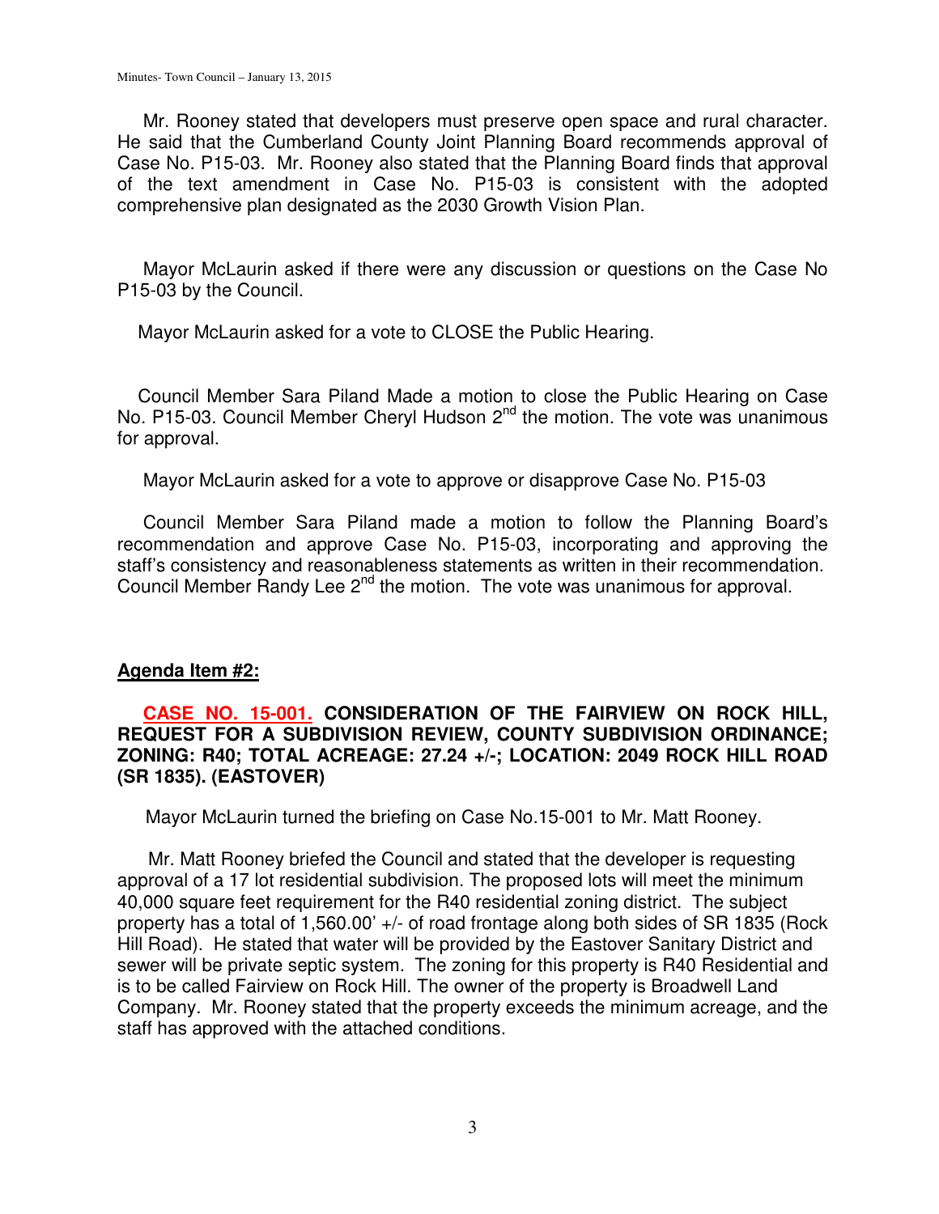Mr. Rooney stated that developers must preserve open space and rural character. He said that the Cumberland County Joint Planning Board recommends approval of Case No. P15-03. Mr. Rooney also stated that the Planning Board finds that approval of the text amendment in Case No. P15-03 is consistent with the adopted comprehensive plan designated as the 2030 Growth Vision Plan.

Mayor McLaurin asked if there were any discussion or questions on the Case No P15-03 by the Council.

Mayor McLaurin asked for a vote to CLOSE the Public Hearing.

Council Member Sara Piland Made a motion to close the Public Hearing on Case No. P15-03. Council Member Cheryl Hudson 2nd the motion. The vote was unanimous for approval.

Mayor McLaurin asked for a vote to approve or disapprove Case No. P15-03

Council Member Sara Piland made a motion to follow the Planning Board's recommendation and approve Case No. P15-03, incorporating and approving the staff's consistency and reasonableness statements as written in their recommendation. Council Member Randy Lee 2nd the motion. The vote was unanimous for approval.

**Agenda Item #2:**

**CASE NO. 15-001. CONSIDERATION OF THE FAIRVIEW ON ROCK HILL, REQUEST FOR A SUBDIVISION REVIEW, COUNTY SUBDIVISION ORDINANCE; ZONING: R40; TOTAL ACREAGE: 27.24 +/-; LOCATION: 2049 ROCK HILL ROAD (SR 1835). (EASTOVER)**

Mayor McLaurin turned the briefing on Case No.15-001 to Mr. Matt Rooney.

Mr. Matt Rooney briefed the Council and stated that the developer is requesting approval of a 17 lot residential subdivision. The proposed lots will meet the minimum 40,000 square feet requirement for the R40 residential zoning district. The subject property has a total of 1,560.00' +/- of road frontage along both sides of SR 1835 (Rock Hill Road). He stated that water will be provided by the Eastover Sanitary District and sewer will be private septic system. The zoning for this property is R40 Residential and is to be called Fairview on Rock Hill. The owner of the property is Broadwell Land Company. Mr. Rooney stated that the property exceeds the minimum acreage, and the staff has approved with the attached conditions.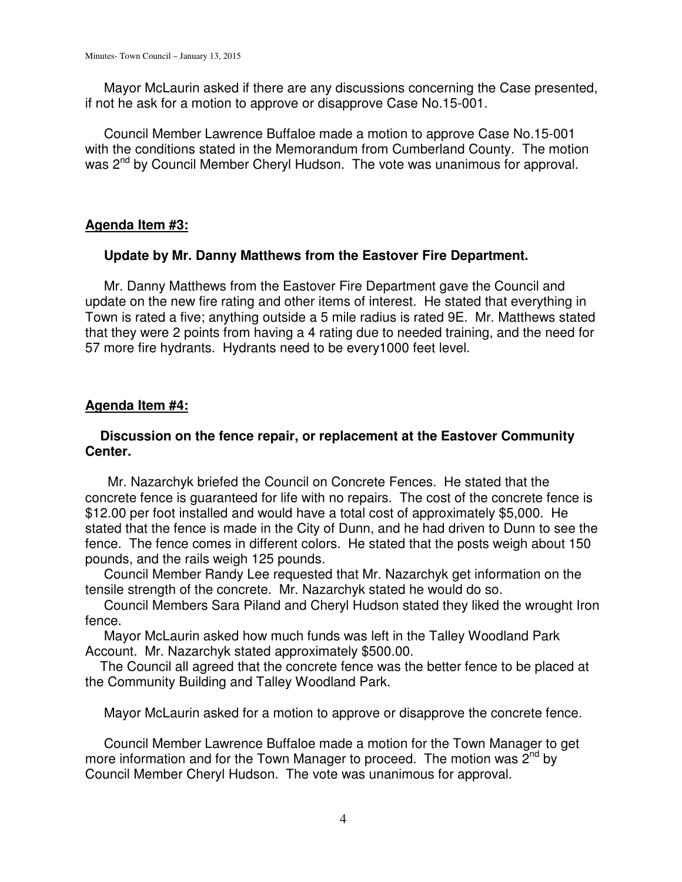Mayor McLaurin asked if there are any discussions concerning the Case presented, if not he ask for a motion to approve or disapprove Case No.15-001.

Council Member Lawrence Buffaloe made a motion to approve Case No.15-001 with the conditions stated in the Memorandum from Cumberland County. The motion was 2nd by Council Member Cheryl Hudson. The vote was unanimous for approval.

## Agenda Item #3:

**Update by Mr. Danny Matthews from the Eastover Fire Department.**

Mr. Danny Matthews from the Eastover Fire Department gave the Council and update on the new fire rating and other items of interest. He stated that everything in Town is rated a five; anything outside a 5 mile radius is rated 9E. Mr. Matthews stated that they were 2 points from having a 4 rating due to needed training, and the need for 57 more fire hydrants. Hydrants need to be every1000 feet level.

## Agenda Item #4:

**Discussion on the fence repair, or replacement at the Eastover Community Center.**

Mr. Nazarchyk briefed the Council on Concrete Fences. He stated that the concrete fence is guaranteed for life with no repairs. The cost of the concrete fence is $12.00 per foot installed and would have a total cost of approximately $5,000. He stated that the fence is made in the City of Dunn, and he had driven to Dunn to see the fence. The fence comes in different colors. He stated that the posts weigh about 150 pounds, and the rails weigh 125 pounds.

Council Member Randy Lee requested that Mr. Nazarchyk get information on the tensile strength of the concrete. Mr. Nazarchyk stated he would do so.

Council Members Sara Piland and Cheryl Hudson stated they liked the wrought Iron fence.

Mayor McLaurin asked how much funds was left in the Talley Woodland Park Account. Mr. Nazarchyk stated approximately $500.00.

The Council all agreed that the concrete fence was the better fence to be placed at the Community Building and Talley Woodland Park.

Mayor McLaurin asked for a motion to approve or disapprove the concrete fence.

Council Member Lawrence Buffaloe made a motion for the Town Manager to get more information and for the Town Manager to proceed. The motion was 2nd by Council Member Cheryl Hudson. The vote was unanimous for approval.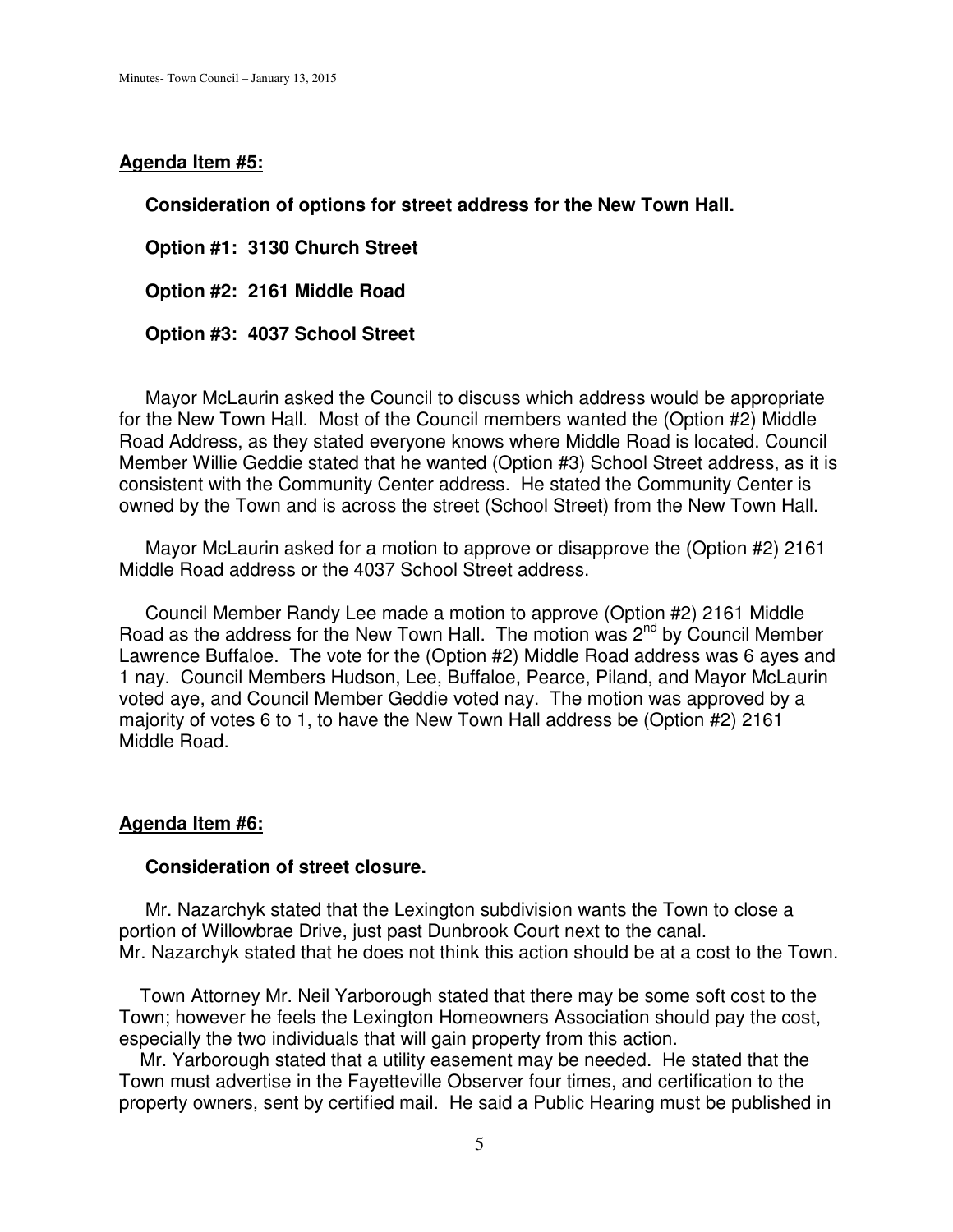## **Agenda Item #5:**

**Consideration of options for street address for the New Town Hall.**

**Option #1: 3130 Church Street**

**Option #2: 2161 Middle Road**

**Option #3: 4037 School Street**

Mayor McLaurin asked the Council to discuss which address would be appropriate for the New Town Hall. Most of the Council members wanted the (Option #2) Middle Road Address, as they stated everyone knows where Middle Road is located. Council Member Willie Geddie stated that he wanted (Option #3) School Street address, as it is consistent with the Community Center address. He stated the Community Center is owned by the Town and is across the street (School Street) from the New Town Hall.

Mayor McLaurin asked for a motion to approve or disapprove the (Option #2) 2161 Middle Road address or the 4037 School Street address.

Council Member Randy Lee made a motion to approve (Option #2) 2161 Middle Road as the address for the New Town Hall. The motion was 2nd by Council Member Lawrence Buffaloe. The vote for the (Option #2) Middle Road address was 6 ayes and 1 nay. Council Members Hudson, Lee, Buffaloe, Pearce, Piland, and Mayor McLaurin voted aye, and Council Member Geddie voted nay. The motion was approved by a majority of votes 6 to 1, to have the New Town Hall address be (Option #2) 2161 Middle Road.

## **Agenda Item #6:**

**Consideration of street closure.**

Mr. Nazarchyk stated that the Lexington subdivision wants the Town to close a portion of Willowbrae Drive, just past Dunbrook Court next to the canal. Mr. Nazarchyk stated that he does not think this action should be at a cost to the Town.

Town Attorney Mr. Neil Yarborough stated that there may be some soft cost to the Town; however he feels the Lexington Homeowners Association should pay the cost, especially the two individuals that will gain property from this action.

Mr. Yarborough stated that a utility easement may be needed. He stated that the Town must advertise in the Fayetteville Observer four times, and certification to the property owners, sent by certified mail. He said a Public Hearing must be published in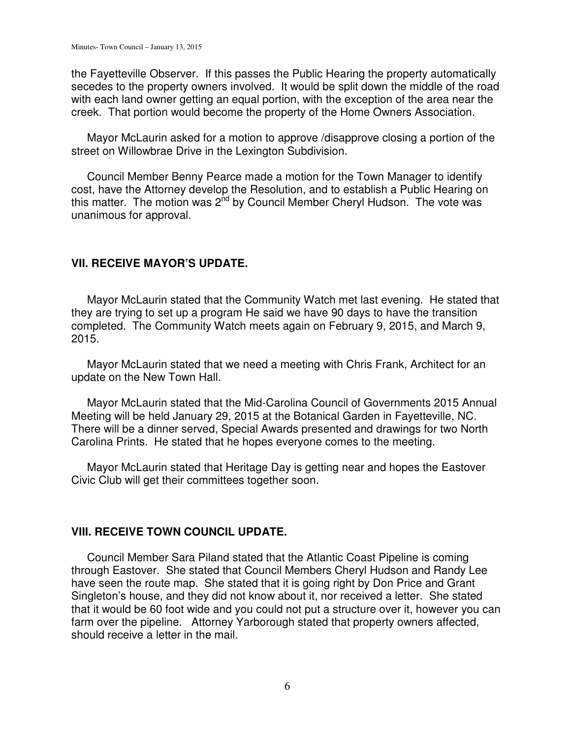the Fayetteville Observer. If this passes the Public Hearing the property automatically secedes to the property owners involved. It would be split down the middle of the road with each land owner getting an equal portion, with the exception of the area near the creek. That portion would become the property of the Home Owners Association.

Mayor McLaurin asked for a motion to approve /disapprove closing a portion of the street on Willowbrae Drive in the Lexington Subdivision.

Council Member Benny Pearce made a motion for the Town Manager to identify cost, have the Attorney develop the Resolution, and to establish a Public Hearing on this matter. The motion was 2nd by Council Member Cheryl Hudson. The vote was unanimous for approval.

## VII. RECEIVE MAYOR'S UPDATE.

Mayor McLaurin stated that the Community Watch met last evening. He stated that they are trying to set up a program He said we have 90 days to have the transition completed. The Community Watch meets again on February 9, 2015, and March 9, 2015.

Mayor McLaurin stated that we need a meeting with Chris Frank, Architect for an update on the New Town Hall.

Mayor McLaurin stated that the Mid-Carolina Council of Governments 2015 Annual Meeting will be held January 29, 2015 at the Botanical Garden in Fayetteville, NC. There will be a dinner served, Special Awards presented and drawings for two North Carolina Prints. He stated that he hopes everyone comes to the meeting.

Mayor McLaurin stated that Heritage Day is getting near and hopes the Eastover Civic Club will get their committees together soon.

## VIII. RECEIVE TOWN COUNCIL UPDATE.

Council Member Sara Piland stated that the Atlantic Coast Pipeline is coming through Eastover. She stated that Council Members Cheryl Hudson and Randy Lee have seen the route map. She stated that it is going right by Don Price and Grant Singleton's house, and they did not know about it, nor received a letter. She stated that it would be 60 foot wide and you could not put a structure over it, however you can farm over the pipeline. Attorney Yarborough stated that property owners affected, should receive a letter in the mail.